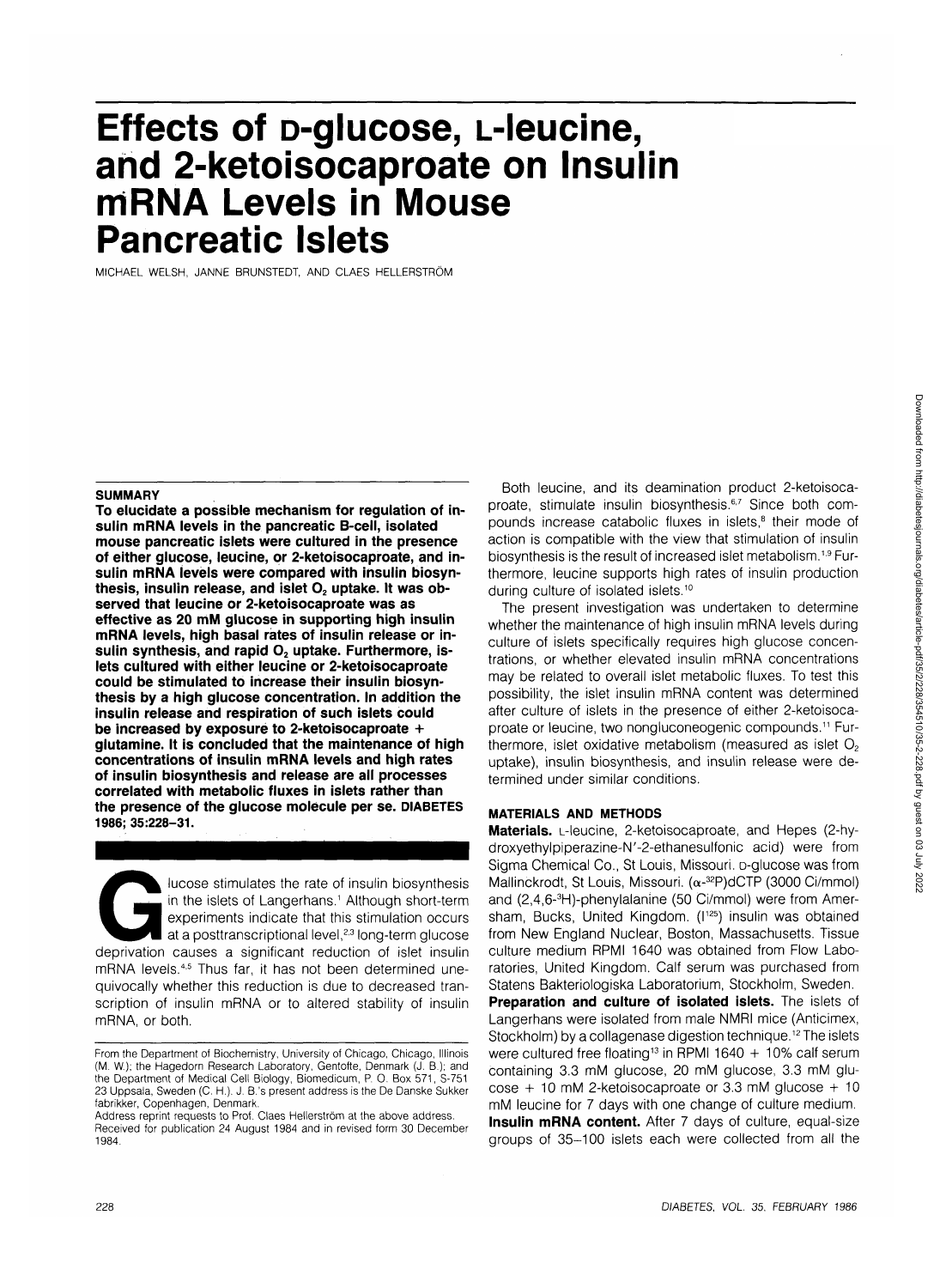# Effects of D-glucose, L-leucine, and 2-ketoisocaproate on Insulin mRNA Levels in Mouse Pancreatic Islets

MICHAEL WELSH, JANNE BRUNSTEDT, AND CLAES HELLERSTRÖM

## SUMMARY

**To elucidate a possible mechanism for regulation of insulin mRNA levels in the pancreatic B-cell, isolated mouse pancreatic islets were cultured in the presence of either glucose, leucine, or 2-ketoisocaproate, and insulin mRNA levels were compared with insulin biosynthesis, insulin release, and islet $O_2$ uptake. It was observed that leucine or 2-ketoisocaproate was as effective as 20 mM glucose in supporting high insulin mRNA levels, high basal rates of insulin release or insulin synthesis, and rapid $O_2$ uptake. Furthermore, islets cultured with either leucine or 2-ketoisocaproate could be stimulated to increase their insulin biosynthesis by a high glucose concentration. In addition the insulin release and respiration of such islets could be increased by exposure to 2-ketoisocaproate + glutamine. It is concluded that the maintenance of high concentrations of insulin mRNA levels and high rates of insulin biosynthesis and release are all processes correlated with metabolic fluxes in islets rather than the presence of the glucose molecule per se.** DIABETES 1986; 35:228–31.

Glucose stimulates the rate of insulin biosynthesis in the islets of Langerhans.[1] Although short-term experiments indicate that this stimulation occurs at a posttranscriptional level,[2,3] long-term glucose deprivation causes a significant reduction of islet insulin mRNA levels.[4,5] Thus far, it has not been determined unequivocally whether this reduction is due to decreased transcription of insulin mRNA or to altered stability of insulin mRNA, or both.

Both leucine, and its deamination product 2-ketoisocaproate, stimulate insulin biosynthesis.[6,7] Since both compounds increase catabolic fluxes in islets,[8] their mode of action is compatible with the view that stimulation of insulin biosynthesis is the result of increased islet metabolism.[1,9] Furthermore, leucine supports high rates of insulin production during culture of isolated islets.[10]

The present investigation was undertaken to determine whether the maintenance of high insulin mRNA levels during culture of islets specifically requires high glucose concentrations, or whether elevated insulin mRNA concentrations may be related to overall islet metabolic fluxes. To test this possibility, the islet insulin mRNA content was determined after culture of islets in the presence of either 2-ketoisocaproate or leucine, two nongluconeogenic compounds.[11] Furthermore, islet oxidative metabolism (measured as islet $O_2$ uptake), insulin biosynthesis, and insulin release were determined under similar conditions.

## MATERIALS AND METHODS

**Materials.** L-leucine, 2-ketoisocaproate, and Hepes (2-hydroxyethylpiperazine-N′-2-ethanesulfonic acid) were from Sigma Chemical Co., St Louis, Missouri. D-glucose was from Mallinckrodt, St Louis, Missouri. ($\alpha$-$^{32}$P)dCTP (3000 Ci/mmol) and (2,4,6-$^{3}$H)-phenylalanine (50 Ci/mmol) were from Amersham, Bucks, United Kingdom. ($I^{125}$) insulin was obtained from New England Nuclear, Boston, Massachusetts. Tissue culture medium RPMI 1640 was obtained from Flow Laboratories, United Kingdom. Calf serum was purchased from Statens Bakteriologiska Laboratorium, Stockholm, Sweden.

**Preparation and culture of isolated islets.** The islets of Langerhans were isolated from male NMRI mice (Anticimex, Stockholm) by a collagenase digestion technique.[12] The islets were cultured free floating[13] in RPMI 1640 + 10% calf serum containing 3.3 mM glucose, 20 mM glucose, 3.3 mM glucose + 10 mM 2-ketoisocaproate or 3.3 mM glucose + 10 mM leucine for 7 days with one change of culture medium.

**Insulin mRNA content.** After 7 days of culture, equal-size groups of 35–100 islets each were collected from all the

From the Department of Biochemistry, University of Chicago, Chicago, Illinois (M. W.); the Hagedorn Research Laboratory, Gentofte, Denmark (J. B.); and the Department of Medical Cell Biology, Biomedicum, P. O. Box 571, S-751 23 Uppsala, Sweden (C. H.). J. B.'s present address is the De Danske Sukker fabrikker, Copenhagen, Denmark.

Address reprint requests to Prof. Claes Hellerström at the above address.

Received for publication 24 August 1984 and in revised form 30 December 1984.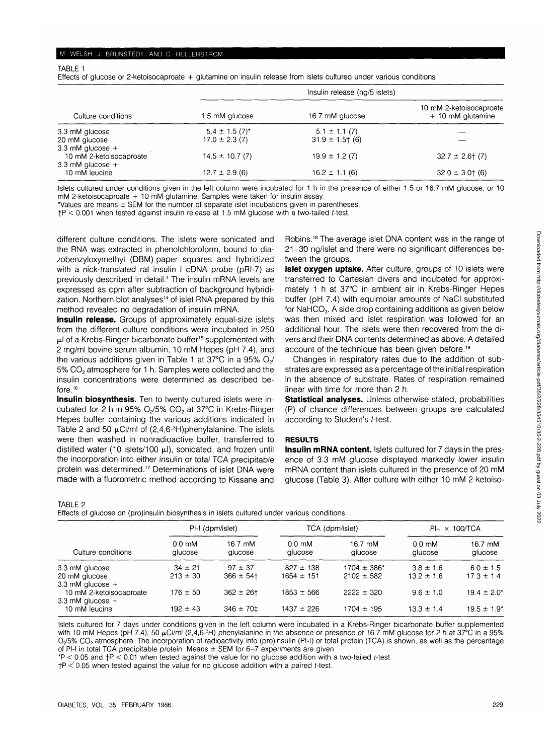TABLE 1

Effects of glucose or 2-ketoisocaproate + glutamine on insulin release from islets cultured under various conditions

| Culture conditions | Insulin release (ng/5 islets) | | |
|---|---|---|---|
| | 1.5 mM glucose | 16.7 mM glucose | 10 mM 2-ketoisocaproate + 10 mM glutamine |
| 3.3 mM glucose | 5.4 ± 1.5 (7)* | 5.1 ± 1.1 (7) | — |
| 20 mM glucose | 17.0 ± 2.3 (7) | 31.9 ± 1.5† (6) | — |
| 3.3 mM glucose + 10 mM 2-ketoisocaproate | 14.5 ± 10.7 (7) | 19.9 ± 1.2 (7) | 32.7 ± 2.6† (7) |
| 3.3 mM glucose + 10 mM leucine | 12.7 ± 2.9 (6) | 16.2 ± 1.1 (6) | 32.0 ± 3.0† (6) |

Islets cultured under conditions given in the left column were incubated for 1 h in the presence of either 1.5 or 16.7 mM glucose, or 10 mM 2-ketoisocaproate + 10 mM glutamine. Samples were taken for insulin assay.

*Values are means ± SEM for the number of separate islet incubations given in parentheses.

†P < 0.001 when tested against insulin release at 1.5 mM glucose with a two-tailed t-test.

different culture conditions. The islets were sonicated and the RNA was extracted in phenolchloroform, bound to diazobenzyloxymethyl (DBM)-paper squares and hybridized with a nick-translated rat insulin I cDNA probe (pRI-7) as previously described in detail.[4] The insulin mRNA levels are expressed as cpm after subtraction of background hybridization. Northern blot analyses[14] of islet RNA prepared by this method revealed no degradation of insulin mRNA.

**Insulin release.** Groups of approximately equal-size islets from the different culture conditions were incubated in 250 μl of a Krebs-Ringer bicarbonate buffer[15] supplemented with 2 mg/ml bovine serum albumin, 10 mM Hepes (pH 7.4), and the various additions given in Table 1 at 37°C in a 95% $O_2$/5% $CO_2$ atmosphere for 1 h. Samples were collected and the insulin concentrations were determined as described before.[16]

**Insulin biosynthesis.** Ten to twenty cultured islets were incubated for 2 h in 95% $O_2$/5% $CO_2$ at 37°C in Krebs-Ringer Hepes buffer containing the various additions indicated in Table 2 and 50 μCi/ml of (2,4,6-$^3$H)phenylalanine. The islets were then washed in nonradioactive buffer, transferred to distilled water (10 islets/100 μl), sonicated, and frozen until the incorporation into either insulin or total TCA precipitable protein was determined.[17] Determinations of islet DNA were made with a fluorometric method according to Kissane and Robins.[18] The average islet DNA content was in the range of 21–30 ng/islet and there were no significant differences between the groups.

**Islet oxygen uptake.** After culture, groups of 10 islets were transferred to Cartesian divers and incubated for approximately 1 h at 37°C in ambient air in Krebs-Ringer Hepes buffer (pH 7.4) with equimolar amounts of NaCl substituted for $NaHCO_3$. A side drop containing additions as given below was then mixed and islet respiration was followed for an additional hour. The islets were then recovered from the divers and their DNA contents determined as above. A detailed account of the technique has been given before.[19]

Changes in respiratory rates due to the addition of substrates are expressed as a percentage of the initial respiration in the absence of substrate. Rates of respiration remained linear with time for more than 2 h.

**Statistical analyses.** Unless otherwise stated, probabilities (P) of chance differences between groups are calculated according to Student's t-test.

## RESULTS

**Insulin mRNA content.** Islets cultured for 7 days in the presence of 3.3 mM glucose displayed markedly lower insulin mRNA content than islets cultured in the presence of 20 mM glucose (Table 3). After culture with either 10 mM 2-ketoiso-

TABLE 2

Effects of glucose on (pro)insulin biosynthesis in islets cultured under various conditions

| Culture conditions | PI-I (dpm/islet) | | TCA (dpm/islet) | | PI-I × 100/TCA | |
|---|---|---|---|---|---|---|
| | 0.0 mM glucose | 16.7 mM glucose | 0.0 mM glucose | 16.7 mM glucose | 0.0 mM glucose | 16.7 mM glucose |
| 3.3 mM glucose | 34 ± 21 | 97 ± 37 | 827 ± 138 | 1704 ± 386* | 3.8 ± 1.6 | 6.0 ± 1.5 |
| 20 mM glucose | 213 ± 30 | 366 ± 54† | 1654 ± 151 | 2102 ± 582 | 13.2 ± 1.6 | 17.3 ± 1.4 |
| 3.3 mM glucose + 10 mM 2-ketoisocaproate | 176 ± 50 | 362 ± 26† | 1853 ± 566 | 2222 ± 320 | 9.6 ± 1.0 | 19.4 ± 2.0* |
| 3.3 mM glucose + 10 mM leucine | 192 ± 43 | 346 ± 70‡ | 1437 ± 226 | 1704 ± 195 | 13.3 ± 1.4 | 19.5 ± 1.9* |

Islets cultured for 7 days under conditions given in the left column were incubated in a Krebs-Ringer bicarbonate buffer supplemented with 10 mM Hepes (pH 7.4), 50 μCi/ml (2,4,6-$^3$H) phenylalanine in the absence or presence of 16.7 mM glucose for 2 h at 37°C in a 95% $O_2$/5% $CO_2$ atmosphere. The incorporation of radioactivity into (pro)insulin (PI-I) or total protein (TCA) is shown, as well as the percentage of PI-I in total TCA precipitable protein. Means ± SEM for 6–7 experiments are given.

*P < 0.05 and †P < 0.01 when tested against the value for no glucose addition with a two-tailed t-test.

‡P < 0.05 when tested against the value for no glucose addition with a paired t-test.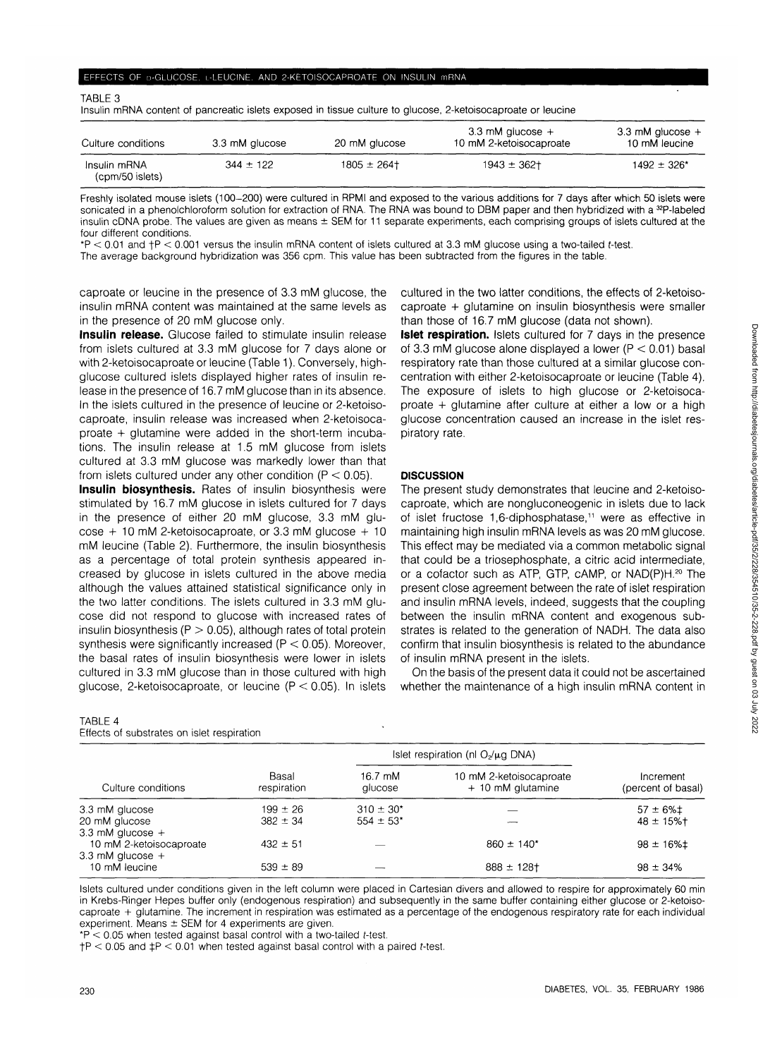TABLE 3

Insulin mRNA content of pancreatic islets exposed in tissue culture to glucose, 2-ketoisocaproate or leucine

| Culture conditions | 3.3 mM glucose | 20 mM glucose | 3.3 mM glucose + 10 mM 2-ketoisocaproate | 3.3 mM glucose + 10 mM leucine |
|---|---|---|---|---|
| Insulin mRNA (cpm/50 islets) | 344 ± 122 | 1805 ± 264† | 1943 ± 362† | 1492 ± 326* |

Freshly isolated mouse islets (100–200) were cultured in RPMI and exposed to the various additions for 7 days after which 50 islets were sonicated in a phenolchloroform solution for extraction of RNA. The RNA was bound to DBM paper and then hybridized with a $^{32}$P-labeled insulin cDNA probe. The values are given as means ± SEM for 11 separate experiments, each comprising groups of islets cultured at the four different conditions.

*$P < 0.01$ and †$P < 0.001$ versus the insulin mRNA content of islets cultured at 3.3 mM glucose using a two-tailed *t*-test.

The average background hybridization was 356 cpm. This value has been subtracted from the figures in the table.

caproate or leucine in the presence of 3.3 mM glucose, the insulin mRNA content was maintained at the same levels as in the presence of 20 mM glucose only.

**Insulin release.** Glucose failed to stimulate insulin release from islets cultured at 3.3 mM glucose for 7 days alone or with 2-ketoisocaproate or leucine (Table 1). Conversely, high-glucose cultured islets displayed higher rates of insulin release in the presence of 16.7 mM glucose than in its absence. In the islets cultured in the presence of leucine or 2-ketoisocaproate, insulin release was increased when 2-ketoisocaproate + glutamine were added in the short-term incubations. The insulin release at 1.5 mM glucose from islets cultured at 3.3 mM glucose was markedly lower than that from islets cultured under any other condition ($P < 0.05$).

**Insulin biosynthesis.** Rates of insulin biosynthesis were stimulated by 16.7 mM glucose in islets cultured for 7 days in the presence of either 20 mM glucose, 3.3 mM glucose + 10 mM 2-ketoisocaproate, or 3.3 mM glucose + 10 mM leucine (Table 2). Furthermore, the insulin biosynthesis as a percentage of total protein synthesis appeared increased by glucose in islets cultured in the above media although the values attained statistical significance only in the two latter conditions. The islets cultured in 3.3 mM glucose did not respond to glucose with increased rates of insulin biosynthesis ($P > 0.05$), although rates of total protein synthesis were significantly increased ($P < 0.05$). Moreover, the basal rates of insulin biosynthesis were lower in islets cultured in 3.3 mM glucose than in those cultured with high glucose, 2-ketoisocaproate, or leucine ($P < 0.05$). In islets cultured in the two latter conditions, the effects of 2-ketoisocaproate + glutamine on insulin biosynthesis were smaller than those of 16.7 mM glucose (data not shown).

**Islet respiration.** Islets cultured for 7 days in the presence of 3.3 mM glucose alone displayed a lower ($P < 0.01$) basal respiratory rate than those cultured at a similar glucose concentration with either 2-ketoisocaproate or leucine (Table 4). The exposure of islets to high glucose or 2-ketoisocaproate + glutamine after culture at either a low or a high glucose concentration caused an increase in the islet respiratory rate.

## DISCUSSION

The present study demonstrates that leucine and 2-ketoisocaproate, which are nongluconeogenic in islets due to lack of islet fructose 1,6-diphosphatase,[11] were as effective in maintaining high insulin mRNA levels as was 20 mM glucose. This effect may be mediated via a common metabolic signal that could be a triosephosphate, a citric acid intermediate, or a cofactor such as ATP, GTP, cAMP, or NAD(P)H.[20] The present close agreement between the rate of islet respiration and insulin mRNA levels, indeed, suggests that the coupling between the insulin mRNA content and exogenous substrates is related to the generation of NADH. The data also confirm that insulin biosynthesis is related to the abundance of insulin mRNA present in the islets.

On the basis of the present data it could not be ascertained whether the maintenance of a high insulin mRNA content in

TABLE 4

Effects of substrates on islet respiration

| Culture conditions | Basal respiration | Islet respiration (nl $O_2$/μg DNA) 16.7 mM glucose | 10 mM 2-ketoisocaproate + 10 mM glutamine | Increment (percent of basal) |
|---|---|---|---|---|
| 3.3 mM glucose | 199 ± 26 | 310 ± 30* | — | 57 ± 6%‡ |
| 20 mM glucose | 382 ± 34 | 554 ± 53* | — | 48 ± 15%† |
| 3.3 mM glucose + 10 mM 2-ketoisocaproate | 432 ± 51 | — | 860 ± 140* | 98 ± 16%‡ |
| 3.3 mM glucose + 10 mM leucine | 539 ± 89 | — | 888 ± 128† | 98 ± 34% |

Islets cultured under conditions given in the left column were placed in Cartesian divers and allowed to respire for approximately 60 min in Krebs-Ringer Hepes buffer only (endogenous respiration) and subsequently in the same buffer containing either glucose or 2-ketoisocaproate + glutamine. The increment in respiration was estimated as a percentage of the endogenous respiratory rate for each individual experiment. Means ± SEM for 4 experiments are given.

*$P < 0.05$ when tested against basal control with a two-tailed *t*-test.

†$P < 0.05$ and ‡$P < 0.01$ when tested against basal control with a paired *t*-test.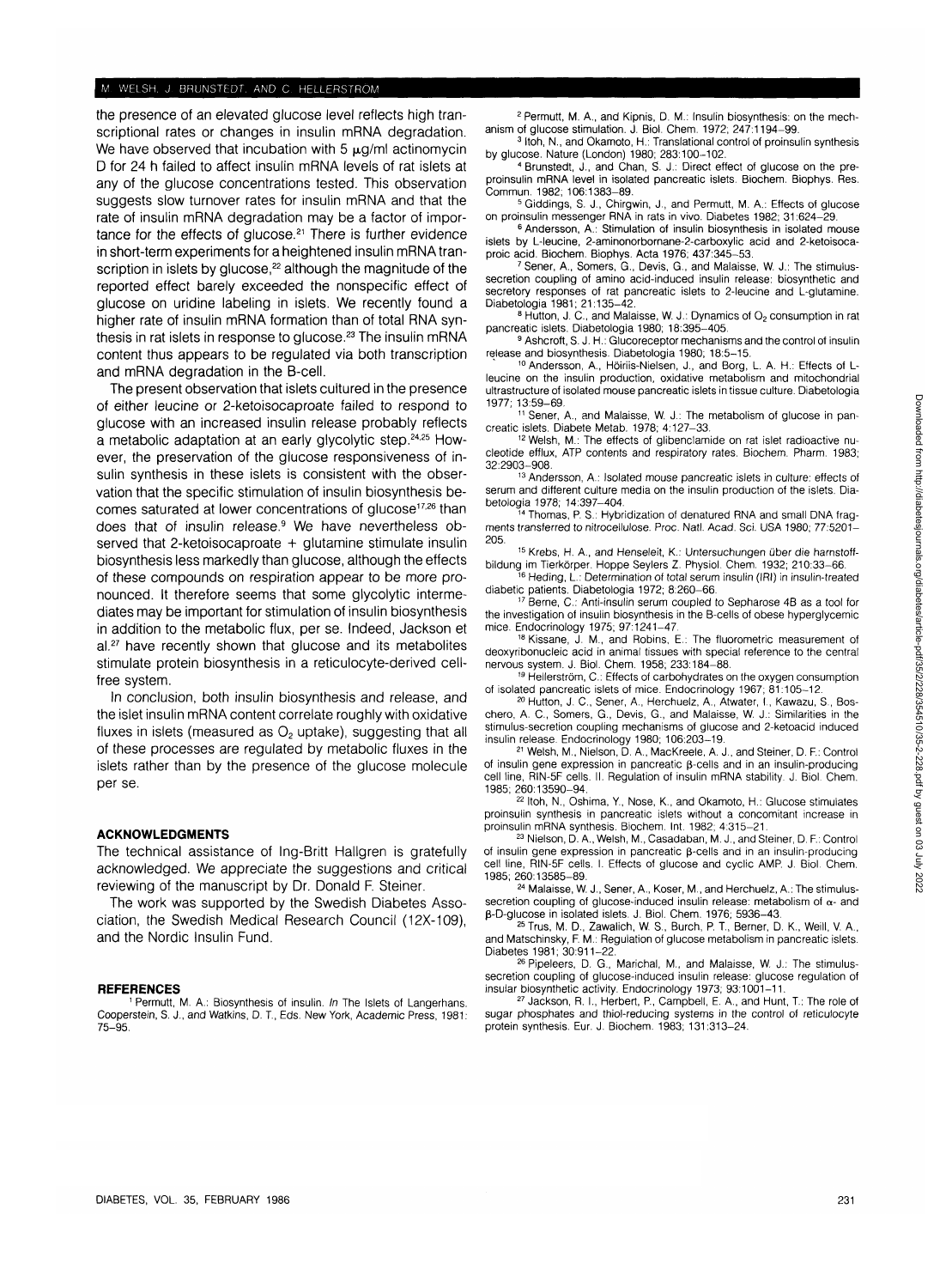the presence of an elevated glucose level reflects high transcriptional rates or changes in insulin mRNA degradation. We have observed that incubation with 5 μg/ml actinomycin D for 24 h failed to affect insulin mRNA levels of rat islets at any of the glucose concentrations tested. This observation suggests slow turnover rates for insulin mRNA and that the rate of insulin mRNA degradation may be a factor of importance for the effects of glucose.[21] There is further evidence in short-term experiments for a heightened insulin mRNA transcription in islets by glucose,[22] although the magnitude of the reported effect barely exceeded the nonspecific effect of glucose on uridine labeling in islets. We recently found a higher rate of insulin mRNA formation than of total RNA synthesis in rat islets in response to glucose.[23] The insulin mRNA content thus appears to be regulated via both transcription and mRNA degradation in the B-cell.

The present observation that islets cultured in the presence of either leucine or 2-ketoisocaproate failed to respond to glucose with an increased insulin release probably reflects a metabolic adaptation at an early glycolytic step.[24,25] However, the preservation of the glucose responsiveness of insulin synthesis in these islets is consistent with the observation that the specific stimulation of insulin biosynthesis becomes saturated at lower concentrations of glucose[17,26] than does that of insulin release.[9] We have nevertheless observed that 2-ketoisocaproate + glutamine stimulate insulin biosynthesis less markedly than glucose, although the effects of these compounds on respiration appear to be more pronounced. It therefore seems that some glycolytic intermediates may be important for stimulation of insulin biosynthesis in addition to the metabolic flux, per se. Indeed, Jackson et al.[27] have recently shown that glucose and its metabolites stimulate protein biosynthesis in a reticulocyte-derived cell-free system.

In conclusion, both insulin biosynthesis and release, and the islet insulin mRNA content correlate roughly with oxidative fluxes in islets (measured as $O_2$ uptake), suggesting that all of these processes are regulated by metabolic fluxes in the islets rather than by the presence of the glucose molecule per se.

## ACKNOWLEDGMENTS

The technical assistance of Ing-Britt Hallgren is gratefully acknowledged. We appreciate the suggestions and critical reviewing of the manuscript by Dr. Donald F. Steiner.

The work was supported by the Swedish Diabetes Association, the Swedish Medical Research Council (12X-109), and the Nordic Insulin Fund.

## REFERENCES

1 Permutt, M. A.: Biosynthesis of insulin. *In* The Islets of Langerhans. Cooperstein, S. J., and Watkins, D. T., Eds. New York, Academic Press, 1981: 75–95.

2 Permutt, M. A., and Kipnis, D. M.: Insulin biosynthesis: on the mechanism of glucose stimulation. J. Biol. Chem. 1972; 247:1194–99.

3 Itoh, N., and Okamoto, H.: Translational control of proinsulin synthesis by glucose. Nature (London) 1980; 283:100–102.

4 Brunstedt, J., and Chan, S. J.: Direct effect of glucose on the preproinsulin mRNA level in isolated pancreatic islets. Biochem. Biophys. Res. Commun. 1982; 106:1383–89.

5 Giddings, S. J., Chirgwin, J., and Permutt, M. A.: Effects of glucose on proinsulin messenger RNA in rats in vivo. Diabetes 1982; 31:624–29.

6 Andersson, A.: Stimulation of insulin biosynthesis in isolated mouse islets by L-leucine, 2-aminonorbornane-2-carboxylic acid and 2-ketoisocaproic acid. Biochim. Biophys. Acta 1976; 437:345–53.

7 Sener, A., Somers, G., Devis, G., and Malaisse, W. J.: The stimulus-secretion coupling of amino acid-induced insulin release: biosynthetic and secretory responses of rat pancreatic islets to 2-leucine and L-glutamine. Diabetologia 1981; 21:135–42.

8 Hutton, J. C., and Malaisse, W. J.: Dynamics of $O_2$ consumption in rat pancreatic islets. Diabetologia 1980; 18:395–405.

9 Ashcroft, S. J. H.: Glucoreceptor mechanisms and the control of insulin release and biosynthesis. Diabetologia 1980; 18:5–15.

10 Andersson, A., Höiriis-Nielsen, J., and Borg, L. A. H.: Effects of L-leucine on the insulin production, oxidative metabolism and mitochondrial ultrastructure of isolated mouse pancreatic islets in tissue culture. Diabetologia 1977; 13:59–69.

11 Sener, A., and Malaisse, W. J.: The metabolism of glucose in pancreatic islets. Diabete Metab. 1978; 4:127–33.

12 Welsh, M.: The effects of glibenclamide on rat islet radioactive nucleotide efflux, ATP contents and respiratory rates. Biochem. Pharm. 1983; 32:2903–908.

13 Andersson, A.: Isolated mouse pancreatic islets in culture: effects of serum and different culture media on the insulin production of the islets. Diabetologia 1978; 14:397–404.

14 Thomas, P. S.: Hybridization of denatured RNA and small DNA fragments transferred to nitrocellulose. Proc. Natl. Acad. Sci. USA 1980; 77:5201–205.

15 Krebs, H. A., and Henseleit, K.: Untersuchungen über die harnstoffbildung im Tierkörper. Hoppe Seylers Z. Physiol. Chem. 1932; 210:33–66.

16 Heding, L.: Determination of total serum insulin (IRI) in insulin-treated diabetic patients. Diabetologia 1972; 8:260–66.

17 Berne, C.: Anti-insulin serum coupled to Sepharose 4B as a tool for the investigation of insulin biosynthesis in the B-cells of obese hyperglycemic mice. Endocrinology 1975; 97:1241–47.

18 Kissane, J. M., and Robins, E.: The fluorometric measurement of deoxyribonucleic acid in animal tissues with special reference to the central nervous system. J. Biol. Chem. 1958; 233:184–88.

19 Hellerström, C.: Effects of carbohydrates on the oxygen consumption of isolated pancreatic islets of mice. Endocrinology 1967; 81:105–12.

20 Hutton, J. C., Sener, A., Herchuelz, A., Atwater, I., Kawazu, S., Boschero, A. C., Somers, G., Devis, G., and Malaisse, W. J.: Similarities in the stimulus-secretion coupling mechanisms of glucose and 2-ketoacid induced insulin release. Endocrinology 1980; 106:203–19.

21 Welsh, M., Nielson, D. A., MacKreele, A. J., and Steiner, D. F.: Control of insulin gene expression in pancreatic β-cells and in an insulin-producing cell line, RIN-5F cells. II. Regulation of insulin mRNA stability. J. Biol. Chem. 1985; 260:13590–94.

22 Itoh, N., Oshima, Y., Nose, K., and Okamoto, H.: Glucose stimulates proinsulin synthesis in pancreatic islets without a concomitant increase in proinsulin mRNA synthesis. Biochem. Int. 1982; 4:315–21.

23 Nielson, D. A., Welsh, M., Casadaban, M. J., and Steiner, D. F.: Control of insulin gene expression in pancreatic β-cells and in an insulin-producing cell line, RIN-5F cells. I. Effects of glucose and cyclic AMP. J. Biol. Chem. 1985; 260:13585–89.

24 Malaisse, W. J., Sener, A., Koser, M., and Herchuelz, A.: The stimulus-secretion coupling of glucose-induced insulin release: metabolism of α- and β-D-glucose in isolated islets. J. Biol. Chem. 1976; 5936–43.

25 Trus, M. D., Zawalich, W. S., Burch, P. T., Berner, D. K., Weill, V. A., and Matschinsky, F. M.: Regulation of glucose metabolism in pancreatic islets. Diabetes 1981; 30:911–22.

26 Pipeleers, D. G., Marichal, M., and Malaisse, W. J.: The stimulus-secretion coupling of glucose-induced insulin release: glucose regulation of insular biosynthetic activity. Endocrinology 1973; 93:1001–11.

27 Jackson, R. I., Herbert, P., Campbell, E. A., and Hunt, T.: The role of sugar phosphates and thiol-reducing systems in the control of reticulocyte protein synthesis. Eur. J. Biochem. 1983; 131:313–24.